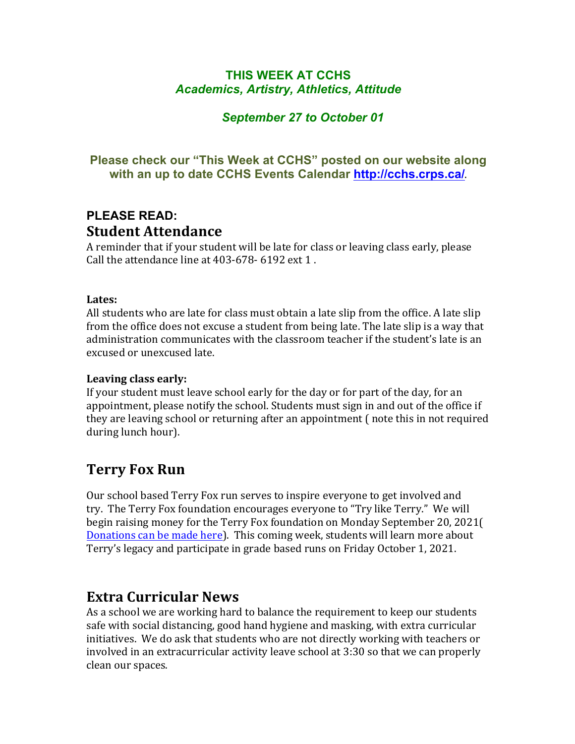**THIS WEEK AT CCHS**
*Academics, Artistry, Athletics, Attitude*

*September 27 to October 01*

**Please check our "This Week at CCHS" posted on our website along with an up to date CCHS Events Calendar [http://cchs.crps.ca/](http://cchs.crps.ca/).**

**PLEASE READ:**

## Student Attendance

A reminder that if your student will be late for class or leaving class early, please Call the attendance line at 403-678- 6192 ext 1 .

**Lates:**
All students who are late for class must obtain a late slip from the office. A late slip from the office does not excuse a student from being late. The late slip is a way that administration communicates with the classroom teacher if the student's late is an excused or unexcused late.

**Leaving class early:**
If your student must leave school early for the day or for part of the day, for an appointment, please notify the school. Students must sign in and out of the office if they are leaving school or returning after an appointment ( note this in not required during lunch hour).

## Terry Fox Run

Our school based Terry Fox run serves to inspire everyone to get involved and try. The Terry Fox foundation encourages everyone to "Try like Terry." We will begin raising money for the Terry Fox foundation on Monday September 20, 2021( Donations can be made here). This coming week, students will learn more about Terry's legacy and participate in grade based runs on Friday October 1, 2021.

## Extra Curricular News

As a school we are working hard to balance the requirement to keep our students safe with social distancing, good hand hygiene and masking, with extra curricular initiatives. We do ask that students who are not directly working with teachers or involved in an extracurricular activity leave school at 3:30 so that we can properly clean our spaces.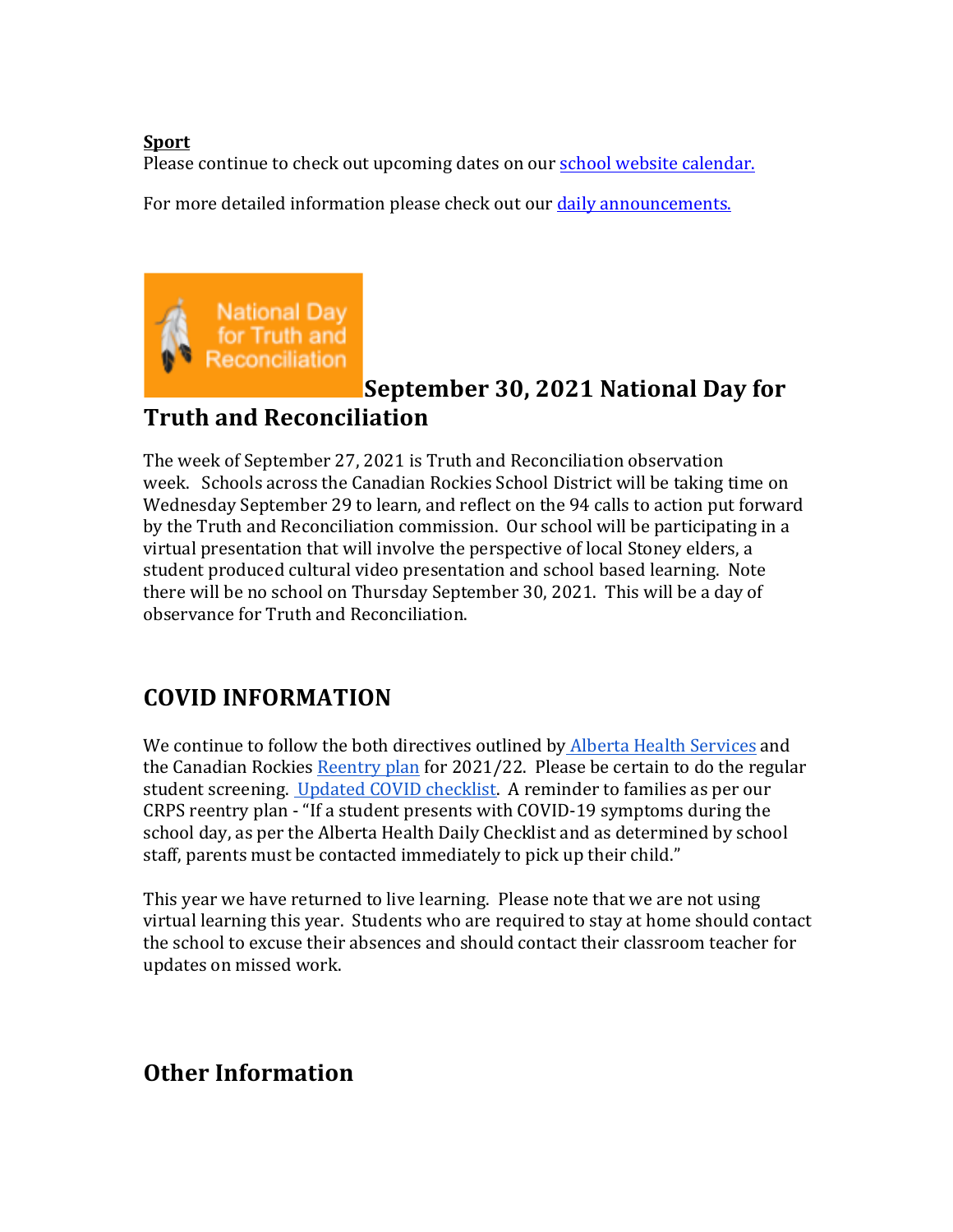**Sport**

Please continue to check out upcoming dates on our [school website calendar.]()

For more detailed information please check out our [daily announcements.]()

## September 30, 2021 National Day for Truth and Reconciliation

The week of September 27, 2021 is Truth and Reconciliation observation week. Schools across the Canadian Rockies School District will be taking time on Wednesday September 29 to learn, and reflect on the 94 calls to action put forward by the Truth and Reconciliation commission. Our school will be participating in a virtual presentation that will involve the perspective of local Stoney elders, a student produced cultural video presentation and school based learning. Note there will be no school on Thursday September 30, 2021. This will be a day of observance for Truth and Reconciliation.

## COVID INFORMATION

We continue to follow the both directives outlined by [Alberta Health Services]() and the Canadian Rockies [Reentry plan]() for 2021/22. Please be certain to do the regular student screening. [Updated COVID checklist](). A reminder to families as per our CRPS reentry plan - "If a student presents with COVID-19 symptoms during the school day, as per the Alberta Health Daily Checklist and as determined by school staff, parents must be contacted immediately to pick up their child."

This year we have returned to live learning. Please note that we are not using virtual learning this year. Students who are required to stay at home should contact the school to excuse their absences and should contact their classroom teacher for updates on missed work.

## Other Information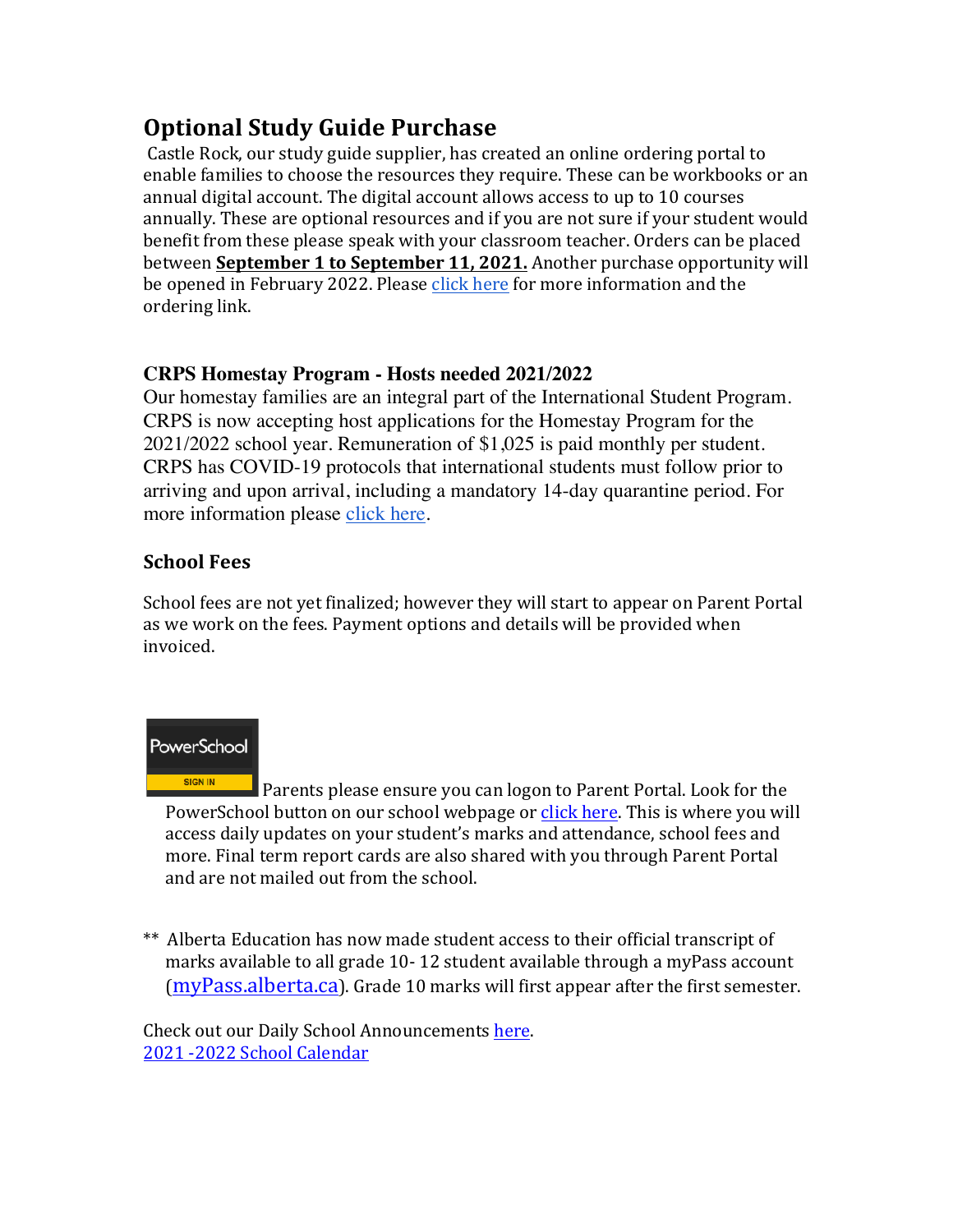## Optional Study Guide Purchase

Castle Rock, our study guide supplier, has created an online ordering portal to enable families to choose the resources they require. These can be workbooks or an annual digital account. The digital account allows access to up to 10 courses annually. These are optional resources and if you are not sure if your student would benefit from these please speak with your classroom teacher. Orders can be placed between **September 1 to September 11, 2021.** Another purchase opportunity will be opened in February 2022. Please click here for more information and the ordering link.

### CRPS Homestay Program - Hosts needed 2021/2022

Our homestay families are an integral part of the International Student Program. CRPS is now accepting host applications for the Homestay Program for the 2021/2022 school year. Remuneration of $1,025 is paid monthly per student. CRPS has COVID-19 protocols that international students must follow prior to arriving and upon arrival, including a mandatory 14-day quarantine period. For more information please click here.

### School Fees

School fees are not yet finalized; however they will start to appear on Parent Portal as we work on the fees. Payment options and details will be provided when invoiced.

PowerScholl SIGN IN Parents please ensure you can logon to Parent Portal. Look for the PowerSchool button on our school webpage or click here. This is where you will access daily updates on your student's marks and attendance, school fees and more. Final term report cards are also shared with you through Parent Portal and are not mailed out from the school.

** Alberta Education has now made student access to their official transcript of marks available to all grade 10- 12 student available through a myPass account (myPass.alberta.ca). Grade 10 marks will first appear after the first semester.

Check out our Daily School Announcements here.
2021 -2022 School Calendar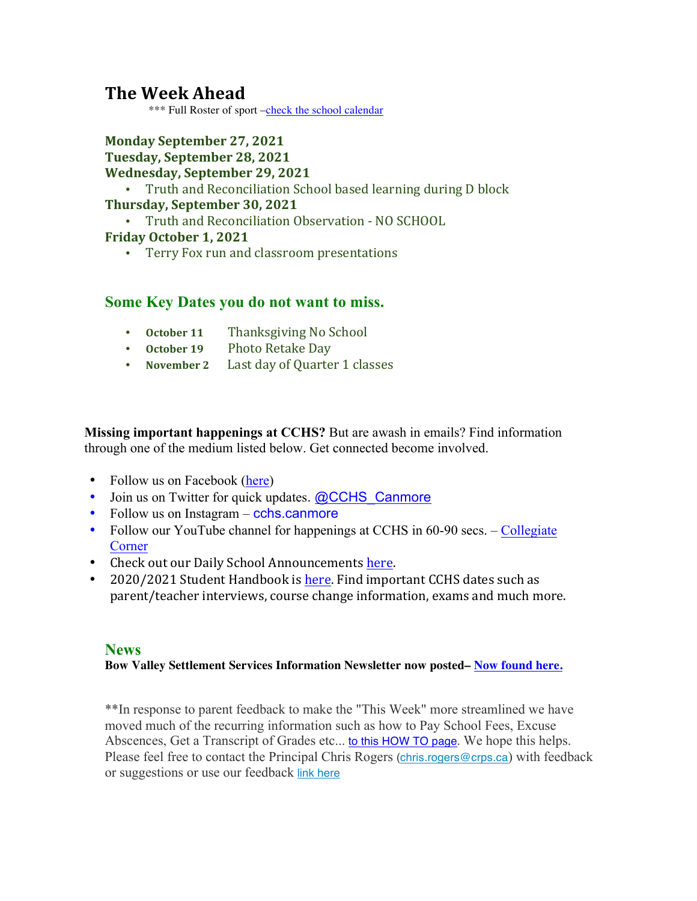## The Week Ahead

*** Full Roster of sport –check the school calendar

**Monday September 27, 2021**
**Tuesday, September 28, 2021**
**Wednesday, September 29, 2021**

- Truth and Reconciliation School based learning during D block

**Thursday, September 30, 2021**

- Truth and Reconciliation Observation - NO SCHOOL

**Friday October 1, 2021**

- Terry Fox run and classroom presentations

### Some Key Dates you do not want to miss.

- **October 11** Thanksgiving No School
- **October 19** Photo Retake Day
- **November 2** Last day of Quarter 1 classes

**Missing important happenings at CCHS?** But are awash in emails? Find information through one of the medium listed below. Get connected become involved.

- Follow us on Facebook (here)
- Join us on Twitter for quick updates. @CCHS_Canmore
- Follow us on Instagram – cchs.canmore
- Follow our YouTube channel for happenings at CCHS in 60-90 secs. – Collegiate Corner
- Check out our Daily School Announcements here.
- 2020/2021 Student Handbook is here. Find important CCHS dates such as parent/teacher interviews, course change information, exams and much more.

### News

**Bow Valley Settlement Services Information Newsletter now posted– Now found here.**

**In response to parent feedback to make the "This Week" more streamlined we have moved much of the recurring information such as how to Pay School Fees, Excuse Abscences, Get a Transcript of Grades etc... to this HOW TO page. We hope this helps. Please feel free to contact the Principal Chris Rogers (chris.rogers@crps.ca) with feedback or suggestions or use our feedback link here